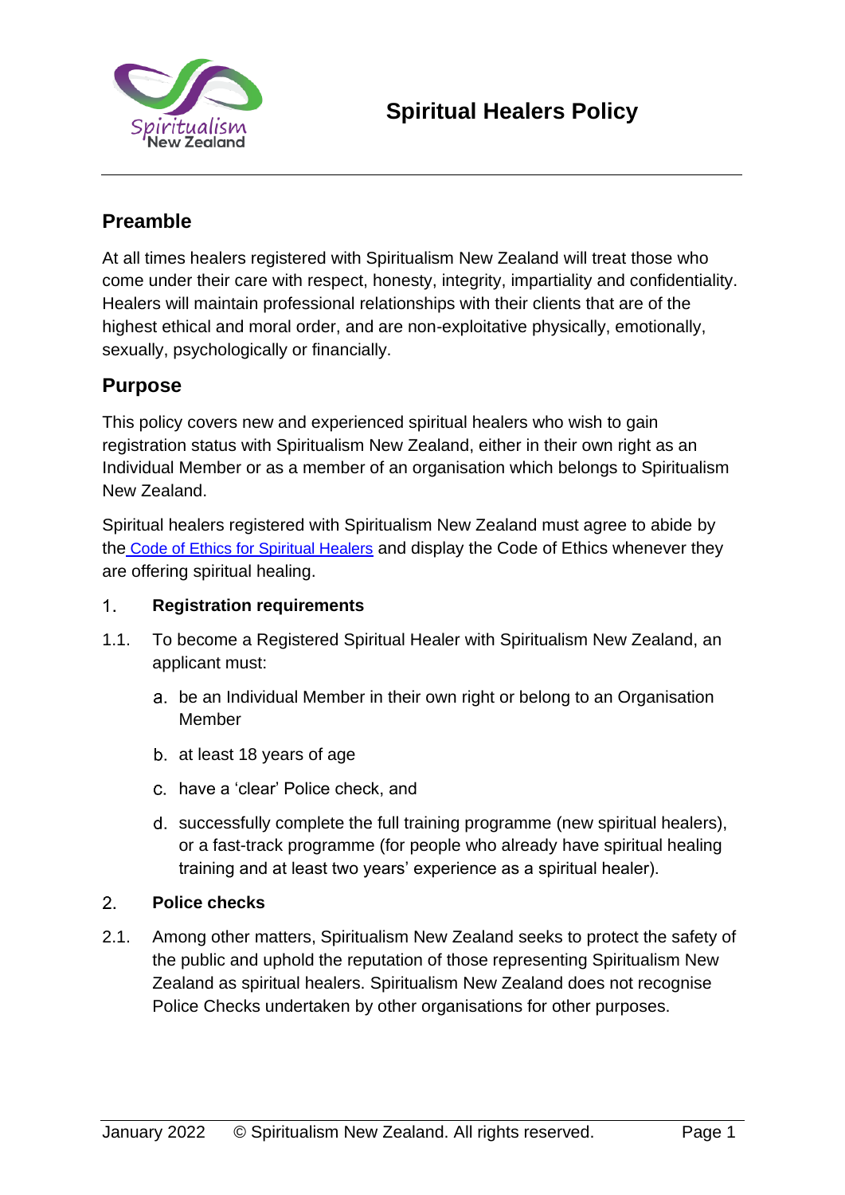# Spiritual Healers Policy

## Preamble

At all times healers registered with Spiritualism New Zealand will treat those who come under their care with respect, honesty, integrity, impartiality and confidentiality. Healers will maintain professional relationships with their clients that are of the highest ethical and moral order, and are non-exploitative physically, emotionally, sexually, psychologically or financially.

## Purpose

This policy covers new and experienced spiritual healers who wish to gain registration status with Spiritualism New Zealand, either in their own right as an Individual Member or as a member of an organisation which belongs to Spiritualism New Zealand.

Spiritual healers registered with Spiritualism New Zealand must agree to abide by the Code of Ethics for Spiritual Healers and display the Code of Ethics whenever they are offering spiritual healing.

### 1. Registration requirements

1.1. To become a Registered Spiritual Healer with Spiritualism New Zealand, an applicant must:

a. be an Individual Member in their own right or belong to an Organisation Member

b. at least 18 years of age

c. have a 'clear' Police check, and

d. successfully complete the full training programme (new spiritual healers), or a fast-track programme (for people who already have spiritual healing training and at least two years' experience as a spiritual healer).

### 2. Police checks

2.1. Among other matters, Spiritualism New Zealand seeks to protect the safety of the public and uphold the reputation of those representing Spiritualism New Zealand as spiritual healers. Spiritualism New Zealand does not recognise Police Checks undertaken by other organisations for other purposes.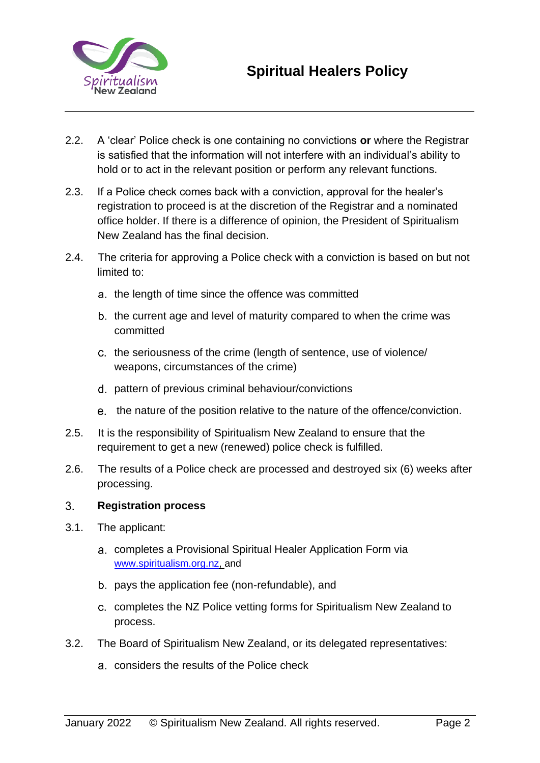2.2. A 'clear' Police check is one containing no convictions **or** where the Registrar is satisfied that the information will not interfere with an individual's ability to hold or to act in the relevant position or perform any relevant functions.

2.3. If a Police check comes back with a conviction, approval for the healer's registration to proceed is at the discretion of the Registrar and a nominated office holder. If there is a difference of opinion, the President of Spiritualism New Zealand has the final decision.

2.4. The criteria for approving a Police check with a conviction is based on but not limited to:

a. the length of time since the offence was committed

b. the current age and level of maturity compared to when the crime was committed

c. the seriousness of the crime (length of sentence, use of violence/ weapons, circumstances of the crime)

d. pattern of previous criminal behaviour/convictions

e. the nature of the position relative to the nature of the offence/conviction.

2.5. It is the responsibility of Spiritualism New Zealand to ensure that the requirement to get a new (renewed) police check is fulfilled.

2.6. The results of a Police check are processed and destroyed six (6) weeks after processing.

## 3. Registration process

3.1. The applicant:

a. completes a Provisional Spiritual Healer Application Form via www.spiritualism.org.nz, and

b. pays the application fee (non-refundable), and

c. completes the NZ Police vetting forms for Spiritualism New Zealand to process.

3.2. The Board of Spiritualism New Zealand, or its delegated representatives:

a. considers the results of the Police check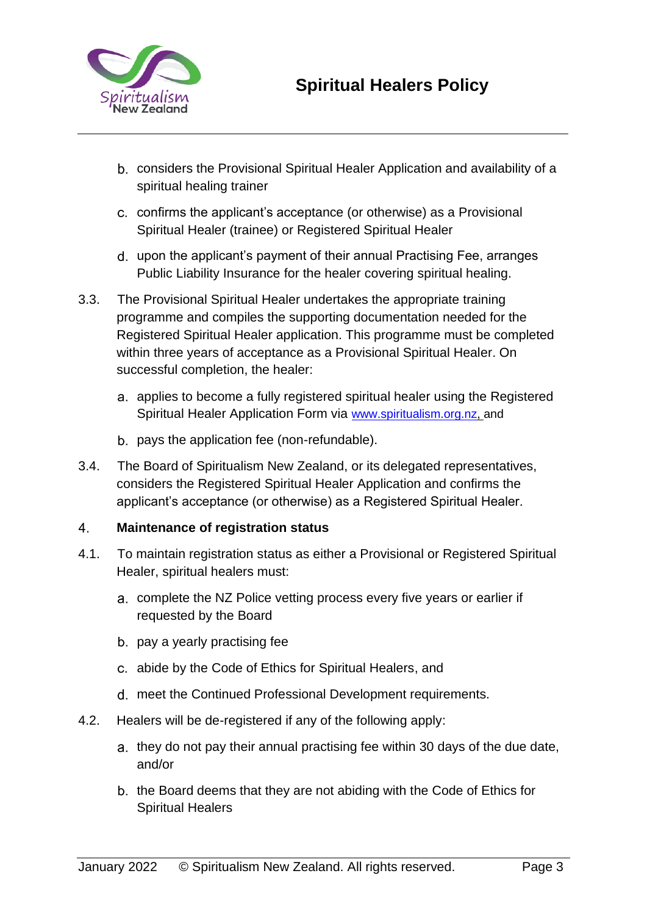b. considers the Provisional Spiritual Healer Application and availability of a spiritual healing trainer

c. confirms the applicant's acceptance (or otherwise) as a Provisional Spiritual Healer (trainee) or Registered Spiritual Healer

d. upon the applicant's payment of their annual Practising Fee, arranges Public Liability Insurance for the healer covering spiritual healing.

3.3. The Provisional Spiritual Healer undertakes the appropriate training programme and compiles the supporting documentation needed for the Registered Spiritual Healer application. This programme must be completed within three years of acceptance as a Provisional Spiritual Healer. On successful completion, the healer:

a. applies to become a fully registered spiritual healer using the Registered Spiritual Healer Application Form via www.spiritualism.org.nz, and

b. pays the application fee (non-refundable).

3.4. The Board of Spiritualism New Zealand, or its delegated representatives, considers the Registered Spiritual Healer Application and confirms the applicant's acceptance (or otherwise) as a Registered Spiritual Healer.

## 4. Maintenance of registration status

4.1. To maintain registration status as either a Provisional or Registered Spiritual Healer, spiritual healers must:

a. complete the NZ Police vetting process every five years or earlier if requested by the Board

b. pay a yearly practising fee

c. abide by the Code of Ethics for Spiritual Healers, and

d. meet the Continued Professional Development requirements.

4.2. Healers will be de-registered if any of the following apply:

a. they do not pay their annual practising fee within 30 days of the due date, and/or

b. the Board deems that they are not abiding with the Code of Ethics for Spiritual Healers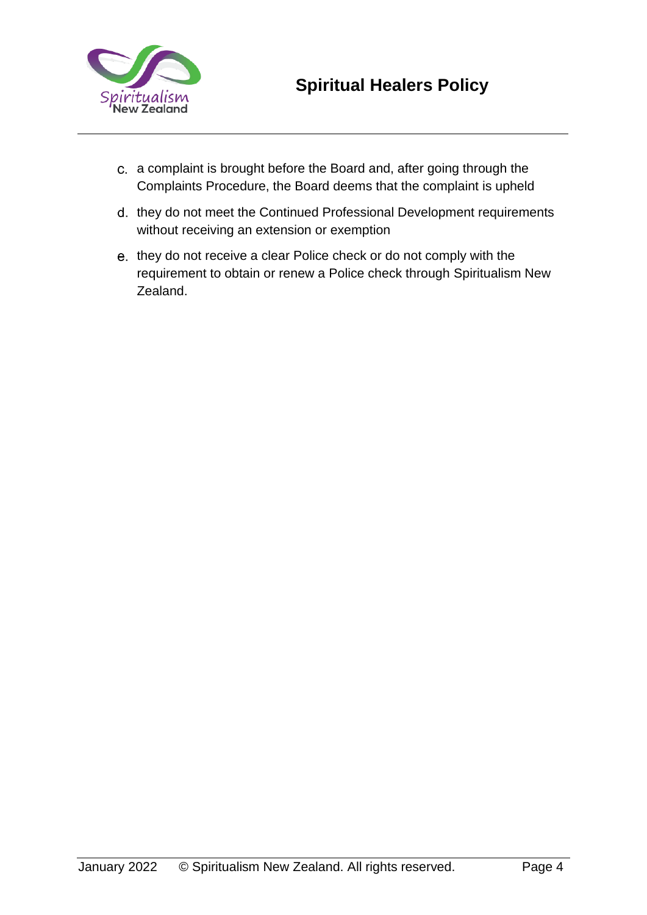c. a complaint is brought before the Board and, after going through the Complaints Procedure, the Board deems that the complaint is upheld

d. they do not meet the Continued Professional Development requirements without receiving an extension or exemption

e. they do not receive a clear Police check or do not comply with the requirement to obtain or renew a Police check through Spiritualism New Zealand.